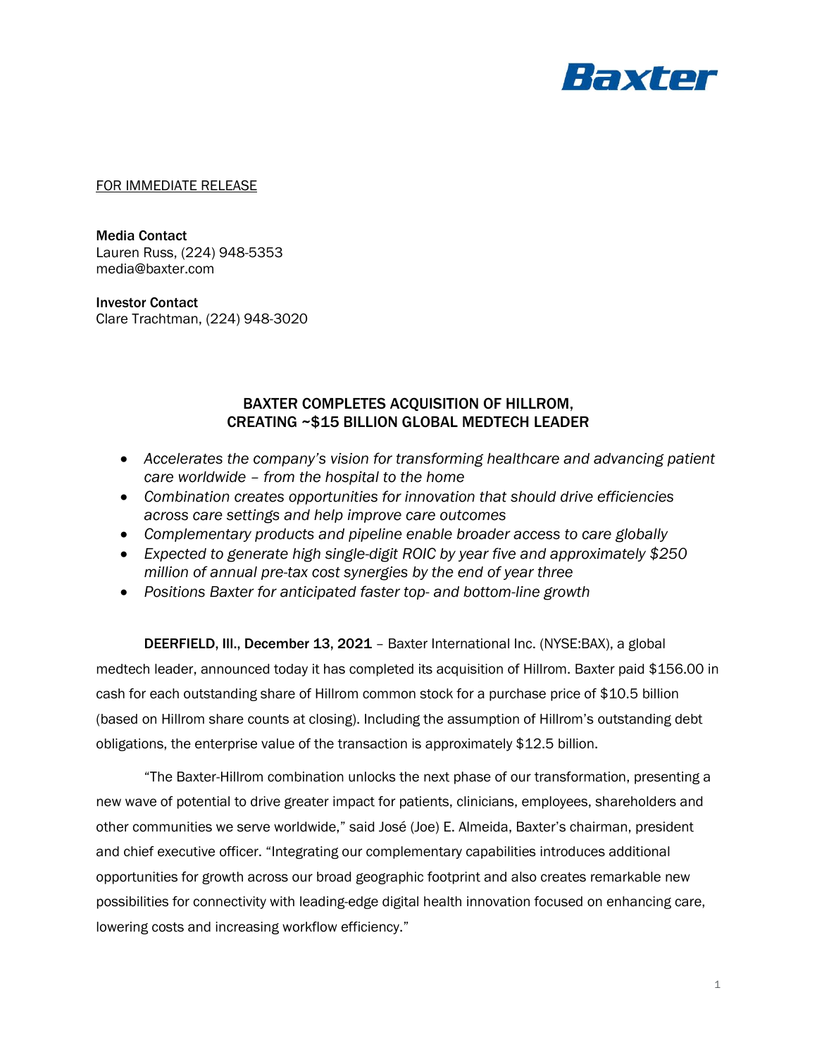Baxter

FOR IMMEDIATE RELEASE

**Media Contact**
Lauren Russ, (224) 948-5353
media@baxter.com

**Investor Contact**
Clare Trachtman, (224) 948-3020

## BAXTER COMPLETES ACQUISITION OF HILLROM, CREATING ~$15 BILLION GLOBAL MEDTECH LEADER

- *Accelerates the company's vision for transforming healthcare and advancing patient care worldwide – from the hospital to the home*
- *Combination creates opportunities for innovation that should drive efficiencies across care settings and help improve care outcomes*
- *Complementary products and pipeline enable broader access to care globally*
- *Expected to generate high single-digit ROIC by year five and approximately $250 million of annual pre-tax cost synergies by the end of year three*
- *Positions Baxter for anticipated faster top- and bottom-line growth*

**DEERFIELD, Ill., December 13, 2021** – Baxter International Inc. (NYSE:BAX), a global medtech leader, announced today it has completed its acquisition of Hillrom. Baxter paid $156.00 in cash for each outstanding share of Hillrom common stock for a purchase price of $10.5 billion (based on Hillrom share counts at closing). Including the assumption of Hillrom's outstanding debt obligations, the enterprise value of the transaction is approximately $12.5 billion.

"The Baxter-Hillrom combination unlocks the next phase of our transformation, presenting a new wave of potential to drive greater impact for patients, clinicians, employees, shareholders and other communities we serve worldwide," said José (Joe) E. Almeida, Baxter's chairman, president and chief executive officer. "Integrating our complementary capabilities introduces additional opportunities for growth across our broad geographic footprint and also creates remarkable new possibilities for connectivity with leading-edge digital health innovation focused on enhancing care, lowering costs and increasing workflow efficiency."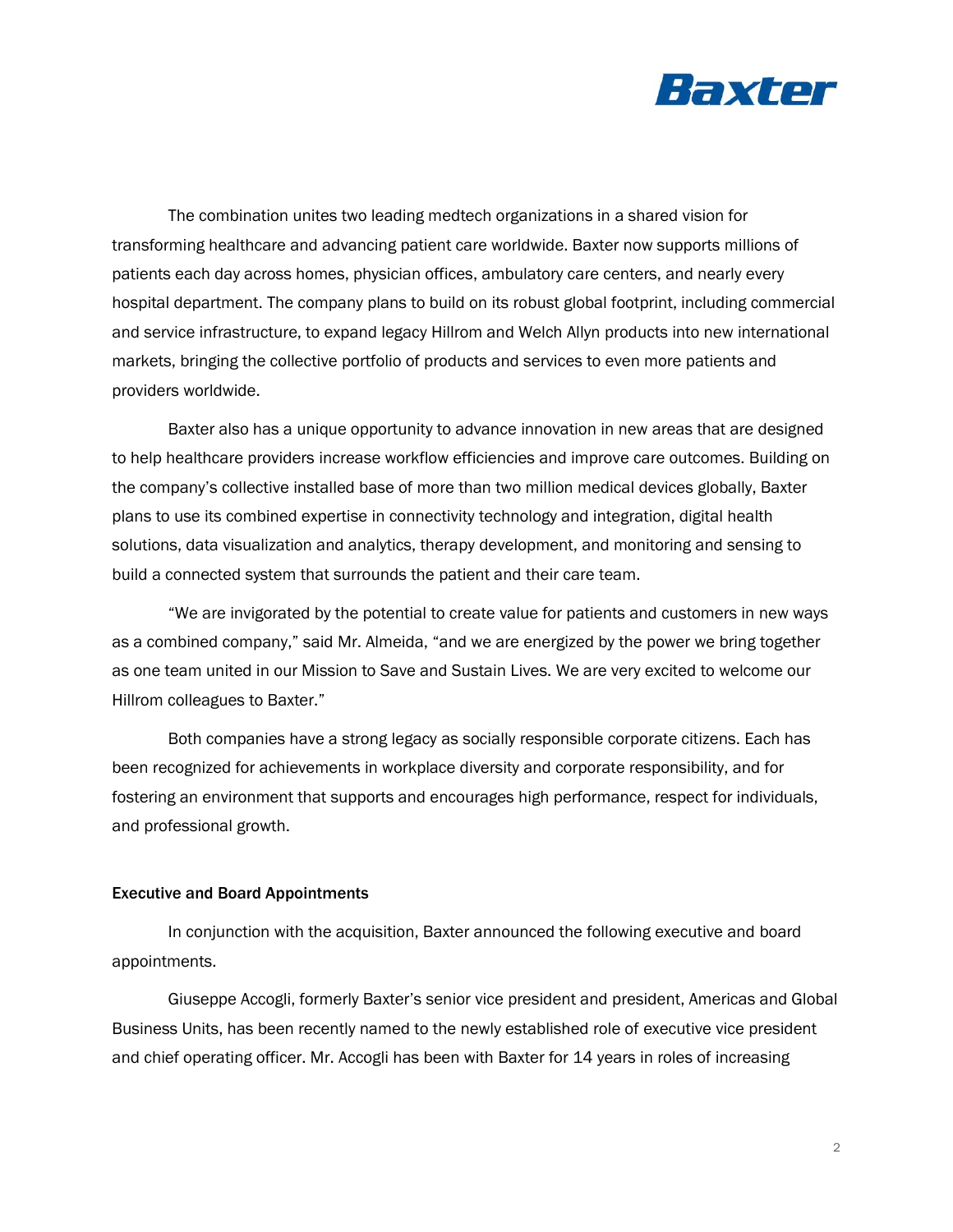The combination unites two leading medtech organizations in a shared vision for transforming healthcare and advancing patient care worldwide. Baxter now supports millions of patients each day across homes, physician offices, ambulatory care centers, and nearly every hospital department. The company plans to build on its robust global footprint, including commercial and service infrastructure, to expand legacy Hillrom and Welch Allyn products into new international markets, bringing the collective portfolio of products and services to even more patients and providers worldwide.

Baxter also has a unique opportunity to advance innovation in new areas that are designed to help healthcare providers increase workflow efficiencies and improve care outcomes. Building on the company's collective installed base of more than two million medical devices globally, Baxter plans to use its combined expertise in connectivity technology and integration, digital health solutions, data visualization and analytics, therapy development, and monitoring and sensing to build a connected system that surrounds the patient and their care team.

"We are invigorated by the potential to create value for patients and customers in new ways as a combined company," said Mr. Almeida, "and we are energized by the power we bring together as one team united in our Mission to Save and Sustain Lives. We are very excited to welcome our Hillrom colleagues to Baxter."

Both companies have a strong legacy as socially responsible corporate citizens. Each has been recognized for achievements in workplace diversity and corporate responsibility, and for fostering an environment that supports and encourages high performance, respect for individuals, and professional growth.

**Executive and Board Appointments**

In conjunction with the acquisition, Baxter announced the following executive and board appointments.

Giuseppe Accogli, formerly Baxter's senior vice president and president, Americas and Global Business Units, has been recently named to the newly established role of executive vice president and chief operating officer. Mr. Accogli has been with Baxter for 14 years in roles of increasing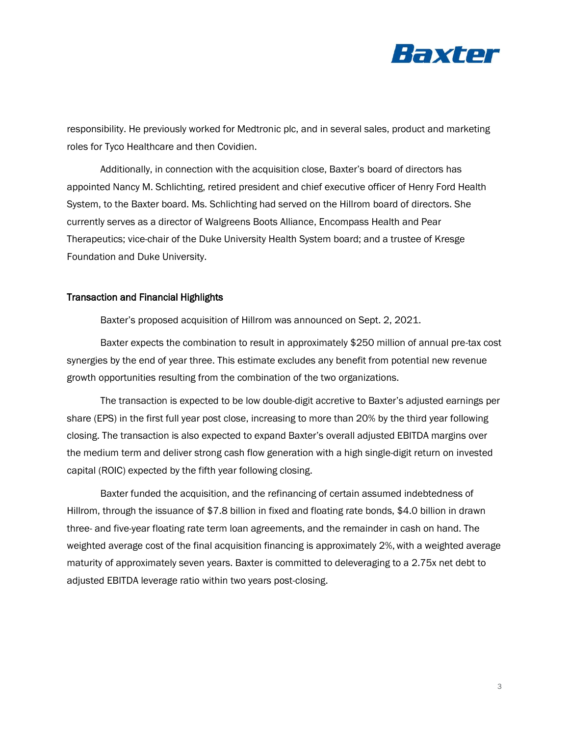responsibility. He previously worked for Medtronic plc, and in several sales, product and marketing roles for Tyco Healthcare and then Covidien.

Additionally, in connection with the acquisition close, Baxter's board of directors has appointed Nancy M. Schlichting, retired president and chief executive officer of Henry Ford Health System, to the Baxter board. Ms. Schlichting had served on the Hillrom board of directors. She currently serves as a director of Walgreens Boots Alliance, Encompass Health and Pear Therapeutics; vice-chair of the Duke University Health System board; and a trustee of Kresge Foundation and Duke University.

## Transaction and Financial Highlights

Baxter's proposed acquisition of Hillrom was announced on Sept. 2, 2021.

Baxter expects the combination to result in approximately $250 million of annual pre-tax cost synergies by the end of year three. This estimate excludes any benefit from potential new revenue growth opportunities resulting from the combination of the two organizations.

The transaction is expected to be low double-digit accretive to Baxter's adjusted earnings per share (EPS) in the first full year post close, increasing to more than 20% by the third year following closing. The transaction is also expected to expand Baxter's overall adjusted EBITDA margins over the medium term and deliver strong cash flow generation with a high single-digit return on invested capital (ROIC) expected by the fifth year following closing.

Baxter funded the acquisition, and the refinancing of certain assumed indebtedness of Hillrom, through the issuance of $7.8 billion in fixed and floating rate bonds, $4.0 billion in drawn three- and five-year floating rate term loan agreements, and the remainder in cash on hand. The weighted average cost of the final acquisition financing is approximately 2%, with a weighted average maturity of approximately seven years. Baxter is committed to deleveraging to a 2.75x net debt to adjusted EBITDA leverage ratio within two years post-closing.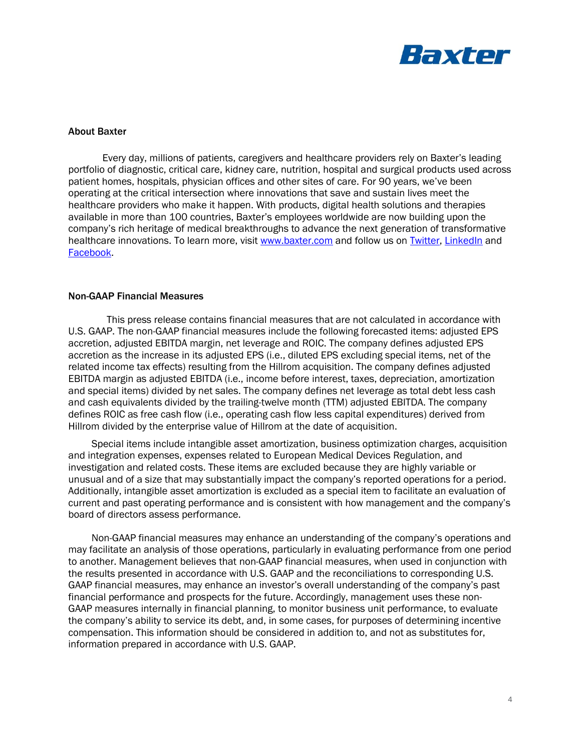## About Baxter

Every day, millions of patients, caregivers and healthcare providers rely on Baxter's leading portfolio of diagnostic, critical care, kidney care, nutrition, hospital and surgical products used across patient homes, hospitals, physician offices and other sites of care. For 90 years, we've been operating at the critical intersection where innovations that save and sustain lives meet the healthcare providers who make it happen. With products, digital health solutions and therapies available in more than 100 countries, Baxter's employees worldwide are now building upon the company's rich heritage of medical breakthroughs to advance the next generation of transformative healthcare innovations. To learn more, visit [www.baxter.com](http://www.baxter.com) and follow us on [Twitter](), [LinkedIn]() and [Facebook]().

## Non-GAAP Financial Measures

This press release contains financial measures that are not calculated in accordance with U.S. GAAP. The non-GAAP financial measures include the following forecasted items: adjusted EPS accretion, adjusted EBITDA margin, net leverage and ROIC. The company defines adjusted EPS accretion as the increase in its adjusted EPS (i.e., diluted EPS excluding special items, net of the related income tax effects) resulting from the Hillrom acquisition. The company defines adjusted EBITDA margin as adjusted EBITDA (i.e., income before interest, taxes, depreciation, amortization and special items) divided by net sales. The company defines net leverage as total debt less cash and cash equivalents divided by the trailing-twelve month (TTM) adjusted EBITDA. The company defines ROIC as free cash flow (i.e., operating cash flow less capital expenditures) derived from Hillrom divided by the enterprise value of Hillrom at the date of acquisition.

Special items include intangible asset amortization, business optimization charges, acquisition and integration expenses, expenses related to European Medical Devices Regulation, and investigation and related costs. These items are excluded because they are highly variable or unusual and of a size that may substantially impact the company's reported operations for a period. Additionally, intangible asset amortization is excluded as a special item to facilitate an evaluation of current and past operating performance and is consistent with how management and the company's board of directors assess performance.

Non-GAAP financial measures may enhance an understanding of the company's operations and may facilitate an analysis of those operations, particularly in evaluating performance from one period to another. Management believes that non-GAAP financial measures, when used in conjunction with the results presented in accordance with U.S. GAAP and the reconciliations to corresponding U.S. GAAP financial measures, may enhance an investor's overall understanding of the company's past financial performance and prospects for the future. Accordingly, management uses these non-GAAP measures internally in financial planning, to monitor business unit performance, to evaluate the company's ability to service its debt, and, in some cases, for purposes of determining incentive compensation. This information should be considered in addition to, and not as substitutes for, information prepared in accordance with U.S. GAAP.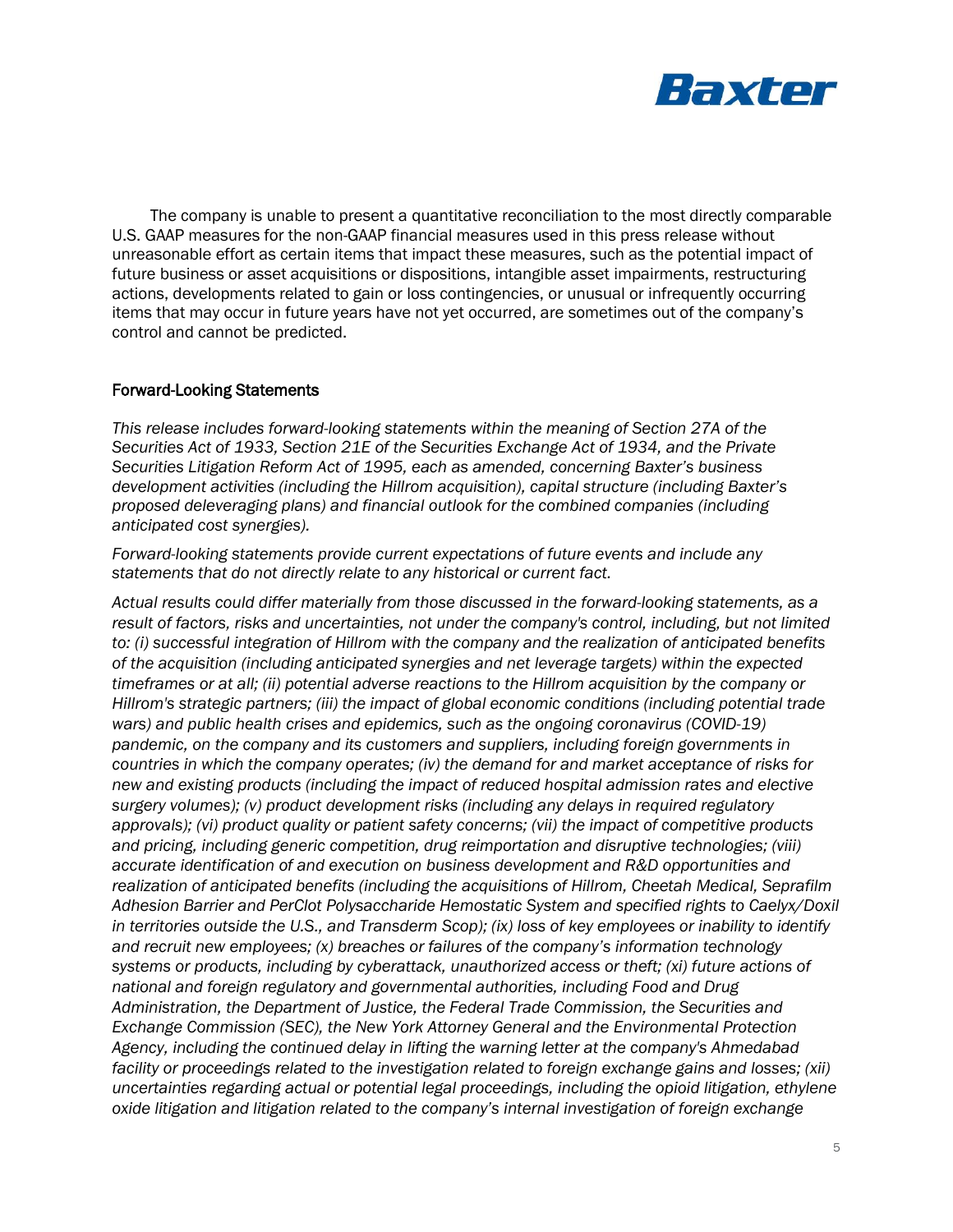The company is unable to present a quantitative reconciliation to the most directly comparable U.S. GAAP measures for the non-GAAP financial measures used in this press release without unreasonable effort as certain items that impact these measures, such as the potential impact of future business or asset acquisitions or dispositions, intangible asset impairments, restructuring actions, developments related to gain or loss contingencies, or unusual or infrequently occurring items that may occur in future years have not yet occurred, are sometimes out of the company's control and cannot be predicted.

## Forward-Looking Statements

*This release includes forward-looking statements within the meaning of Section 27A of the Securities Act of 1933, Section 21E of the Securities Exchange Act of 1934, and the Private Securities Litigation Reform Act of 1995, each as amended, concerning Baxter's business development activities (including the Hillrom acquisition), capital structure (including Baxter's proposed deleveraging plans) and financial outlook for the combined companies (including anticipated cost synergies).*

*Forward-looking statements provide current expectations of future events and include any statements that do not directly relate to any historical or current fact.*

*Actual results could differ materially from those discussed in the forward-looking statements, as a result of factors, risks and uncertainties, not under the company's control, including, but not limited to: (i) successful integration of Hillrom with the company and the realization of anticipated benefits of the acquisition (including anticipated synergies and net leverage targets) within the expected timeframes or at all; (ii) potential adverse reactions to the Hillrom acquisition by the company or Hillrom's strategic partners; (iii) the impact of global economic conditions (including potential trade wars) and public health crises and epidemics, such as the ongoing coronavirus (COVID-19) pandemic, on the company and its customers and suppliers, including foreign governments in countries in which the company operates; (iv) the demand for and market acceptance of risks for new and existing products (including the impact of reduced hospital admission rates and elective surgery volumes); (v) product development risks (including any delays in required regulatory approvals); (vi) product quality or patient safety concerns; (vii) the impact of competitive products and pricing, including generic competition, drug reimportation and disruptive technologies; (viii) accurate identification of and execution on business development and R&D opportunities and realization of anticipated benefits (including the acquisitions of Hillrom, Cheetah Medical, Seprafilm Adhesion Barrier and PerClot Polysaccharide Hemostatic System and specified rights to Caelyx/Doxil in territories outside the U.S., and Transderm Scop); (ix) loss of key employees or inability to identify and recruit new employees; (x) breaches or failures of the company's information technology systems or products, including by cyberattack, unauthorized access or theft; (xi) future actions of national and foreign regulatory and governmental authorities, including Food and Drug Administration, the Department of Justice, the Federal Trade Commission, the Securities and Exchange Commission (SEC), the New York Attorney General and the Environmental Protection Agency, including the continued delay in lifting the warning letter at the company's Ahmedabad facility or proceedings related to the investigation related to foreign exchange gains and losses; (xii) uncertainties regarding actual or potential legal proceedings, including the opioid litigation, ethylene oxide litigation and litigation related to the company's internal investigation of foreign exchange*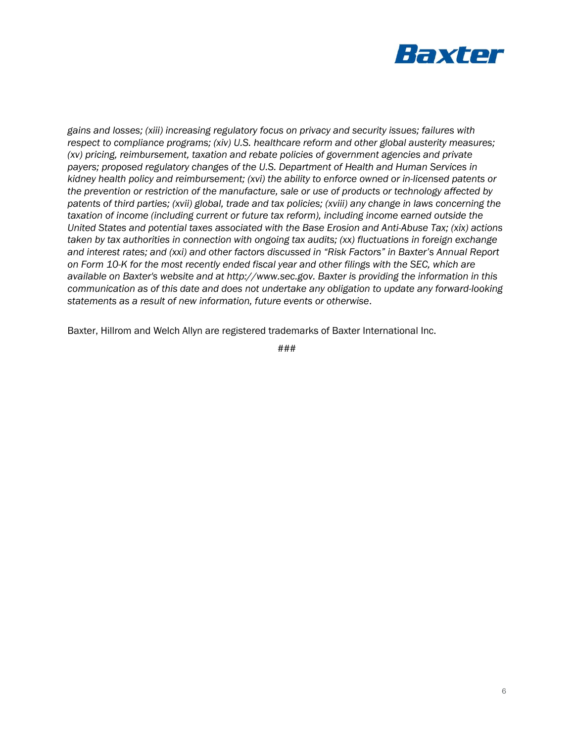*gains and losses; (xiii) increasing regulatory focus on privacy and security issues; failures with respect to compliance programs; (xiv) U.S. healthcare reform and other global austerity measures; (xv) pricing, reimbursement, taxation and rebate policies of government agencies and private payers; proposed regulatory changes of the U.S. Department of Health and Human Services in kidney health policy and reimbursement; (xvi) the ability to enforce owned or in-licensed patents or the prevention or restriction of the manufacture, sale or use of products or technology affected by patents of third parties; (xvii) global, trade and tax policies; (xviii) any change in laws concerning the taxation of income (including current or future tax reform), including income earned outside the United States and potential taxes associated with the Base Erosion and Anti-Abuse Tax; (xix) actions taken by tax authorities in connection with ongoing tax audits; (xx) fluctuations in foreign exchange and interest rates; and (xxi) and other factors discussed in "Risk Factors" in Baxter's Annual Report on Form 10-K for the most recently ended fiscal year and other filings with the SEC, which are available on Baxter's website and at http://www.sec.gov. Baxter is providing the information in this communication as of this date and does not undertake any obligation to update any forward-looking statements as a result of new information, future events or otherwise*.

Baxter, Hillrom and Welch Allyn are registered trademarks of Baxter International Inc.

###